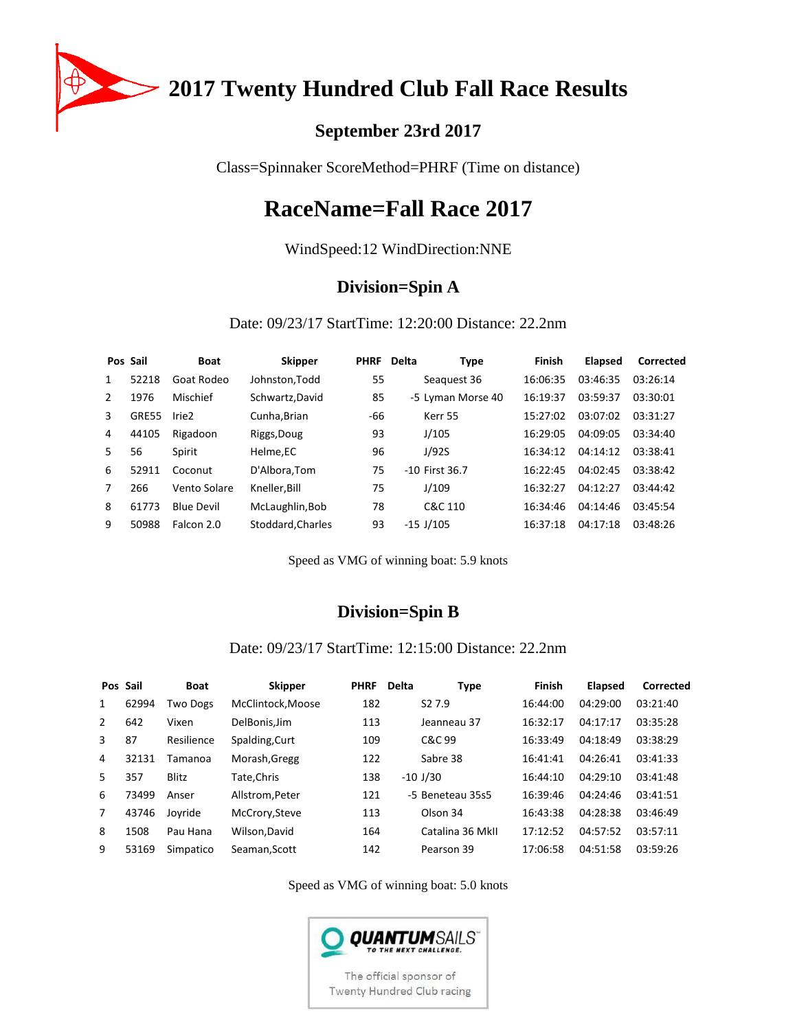# 2017 Twenty Hundred Club Fall Race Results

## September 23rd 2017

Class=Spinnaker ScoreMethod=PHRF (Time on distance)

# RaceName=Fall Race 2017

WindSpeed:12 WindDirection:NNE

## Division=Spin A

Date: 09/23/17 StartTime: 12:20:00 Distance: 22.2nm

| Pos | Sail | Boat | Skipper | PHRF | Delta | Type | Finish | Elapsed | Corrected |
|---|---|---|---|---|---|---|---|---|---|
| 1 | 52218 | Goat Rodeo | Johnston,Todd | 55 | | Seaquest 36 | 16:06:35 | 03:46:35 | 03:26:14 |
| 2 | 1976 | Mischief | Schwartz,David | 85 | -5 | Lyman Morse 40 | 16:19:37 | 03:59:37 | 03:30:01 |
| 3 | GRE55 | Irie2 | Cunha,Brian | -66 | | Kerr 55 | 15:27:02 | 03:07:02 | 03:31:27 |
| 4 | 44105 | Rigadoon | Riggs,Doug | 93 | | J/105 | 16:29:05 | 04:09:05 | 03:34:40 |
| 5 | 56 | Spirit | Helme,EC | 96 | | J/92S | 16:34:12 | 04:14:12 | 03:38:41 |
| 6 | 52911 | Coconut | D'Albora,Tom | 75 | -10 | First 36.7 | 16:22:45 | 04:02:45 | 03:38:42 |
| 7 | 266 | Vento Solare | Kneller,Bill | 75 | | J/109 | 16:32:27 | 04:12:27 | 03:44:42 |
| 8 | 61773 | Blue Devil | McLaughlin,Bob | 78 | | C&C 110 | 16:34:46 | 04:14:46 | 03:45:54 |
| 9 | 50988 | Falcon 2.0 | Stoddard,Charles | 93 | -15 | J/105 | 16:37:18 | 04:17:18 | 03:48:26 |

Speed as VMG of winning boat: 5.9 knots

## Division=Spin B

Date: 09/23/17 StartTime: 12:15:00 Distance: 22.2nm

| Pos | Sail | Boat | Skipper | PHRF | Delta | Type | Finish | Elapsed | Corrected |
|---|---|---|---|---|---|---|---|---|---|
| 1 | 62994 | Two Dogs | McClintock,Moose | 182 | | S2 7.9 | 16:44:00 | 04:29:00 | 03:21:40 |
| 2 | 642 | Vixen | DelBonis,Jim | 113 | | Jeanneau 37 | 16:32:17 | 04:17:17 | 03:35:28 |
| 3 | 87 | Resilience | Spalding,Curt | 109 | | C&C 99 | 16:33:49 | 04:18:49 | 03:38:29 |
| 4 | 32131 | Tamanoa | Morash,Gregg | 122 | | Sabre 38 | 16:41:41 | 04:26:41 | 03:41:33 |
| 5 | 357 | Blitz | Tate,Chris | 138 | -10 | J/30 | 16:44:10 | 04:29:10 | 03:41:48 |
| 6 | 73499 | Anser | Allstrom,Peter | 121 | -5 | Beneteau 35s5 | 16:39:46 | 04:24:46 | 03:41:51 |
| 7 | 43746 | Joyride | McCrory,Steve | 113 | | Olson 34 | 16:43:38 | 04:28:38 | 03:46:49 |
| 8 | 1508 | Pau Hana | Wilson,David | 164 | | Catalina 36 MkII | 17:12:52 | 04:57:52 | 03:57:11 |
| 9 | 53169 | Simpatico | Seaman,Scott | 142 | | Pearson 39 | 17:06:58 | 04:51:58 | 03:59:26 |

Speed as VMG of winning boat: 5.0 knots

QUANTUMSAILS TO THE NEXT CHALLENGE.

The official sponsor of Twenty Hundred Club racing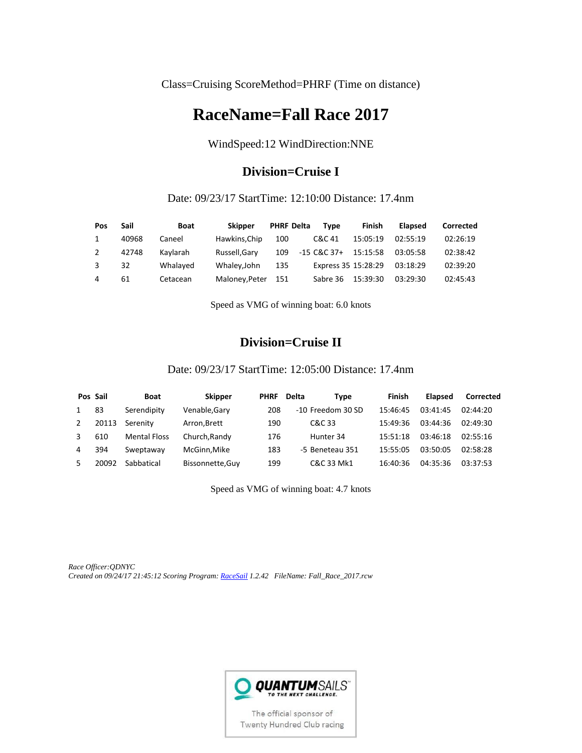Class=Cruising ScoreMethod=PHRF (Time on distance)

# RaceName=Fall Race 2017

WindSpeed:12 WindDirection:NNE

## Division=Cruise I

Date: 09/23/17 StartTime: 12:10:00 Distance: 17.4nm

| Pos | Sail | Boat | Skipper | PHRF | Delta | Type | Finish | Elapsed | Corrected |
|---|---|---|---|---|---|---|---|---|---|
| 1 | 40968 | Caneel | Hawkins,Chip | 100 | | C&C 41 | 15:05:19 | 02:55:19 | 02:26:19 |
| 2 | 42748 | Kaylarah | Russell,Gary | 109 | -15 | C&C 37+ | 15:15:58 | 03:05:58 | 02:38:42 |
| 3 | 32 | Whalayed | Whaley,John | 135 | | Express 35 | 15:28:29 | 03:18:29 | 02:39:20 |
| 4 | 61 | Cetacean | Maloney,Peter | 151 | | Sabre 36 | 15:39:30 | 03:29:30 | 02:45:43 |

Speed as VMG of winning boat: 6.0 knots

## Division=Cruise II

Date: 09/23/17 StartTime: 12:05:00 Distance: 17.4nm

| Pos | Sail | Boat | Skipper | PHRF | Delta | Type | Finish | Elapsed | Corrected |
|---|---|---|---|---|---|---|---|---|---|
| 1 | 83 | Serendipity | Venable,Gary | 208 | -10 | Freedom 30 SD | 15:46:45 | 03:41:45 | 02:44:20 |
| 2 | 20113 | Serenity | Arron,Brett | 190 | | C&C 33 | 15:49:36 | 03:44:36 | 02:49:30 |
| 3 | 610 | Mental Floss | Church,Randy | 176 | | Hunter 34 | 15:51:18 | 03:46:18 | 02:55:16 |
| 4 | 394 | Sweptaway | McGinn,Mike | 183 | -5 | Beneteau 351 | 15:55:05 | 03:50:05 | 02:58:28 |
| 5 | 20092 | Sabbatical | Bissonnette,Guy | 199 | | C&C 33 Mk1 | 16:40:36 | 04:35:36 | 03:37:53 |

Speed as VMG of winning boat: 4.7 knots

*Race Officer:QDNYC*
*Created on 09/24/17 21:45:12 Scoring Program: RaceSail 1.2.42 FileName: Fall_Race_2017.rcw*

QUANTUMSAILS
TO THE NEXT CHALLENGE.
The official sponsor of
Twenty Hundred Club racing